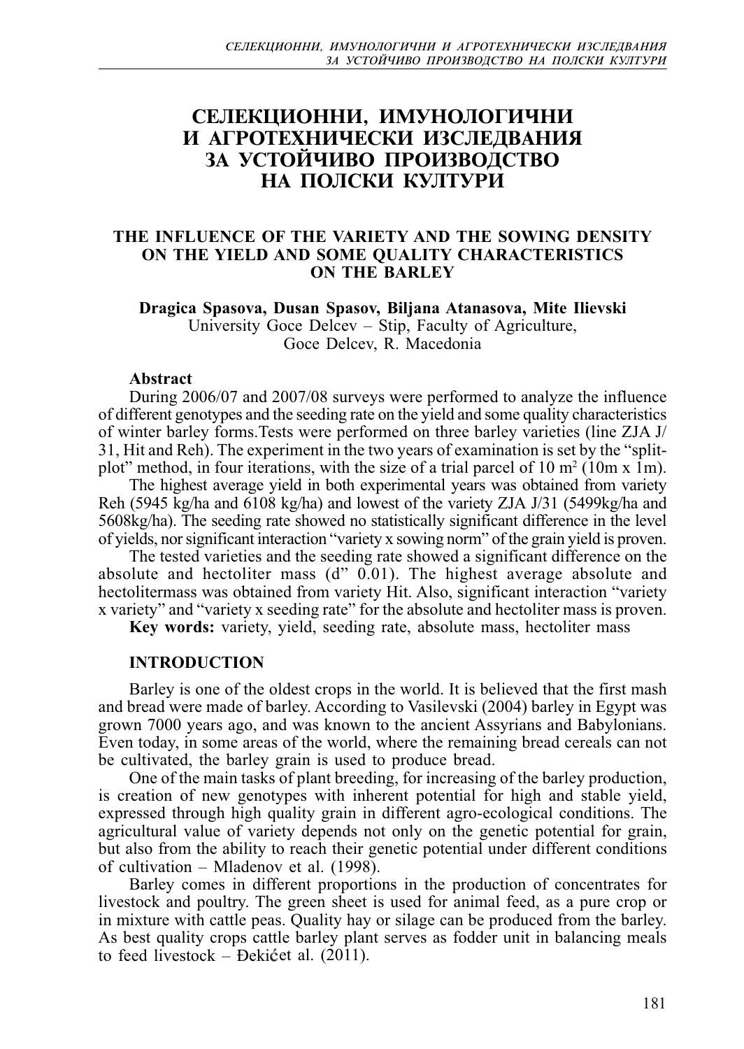# СЕЛЕКЦИОННИ, ИМУНОЛОГИЧНИ И АГРОТЕХНИЧЕСКИ ИЗСЛЕДВАНИЯ ЗА УСТОЙЧИВО ПРОИЗВОДСТВО НА ПОЛСКИ КУЛТУРИ

## THE INFLUENCE OF THE VARIETY AND THE SOWING DENSITY ON THE YIELD AND SOME QUALITY CHARACTERISTICS ON THE BARLEY

**Dragica Spasova, Dusan Spasov, Biljana Atanasova, Mite Ilievski**
University Goce Delcev – Stip, Faculty of Agriculture,
Goce Delcev, R. Macedonia

### Abstract

During 2006/07 and 2007/08 surveys were performed to analyze the influence of different genotypes and the seeding rate on the yield and some quality characteristics of winter barley forms.Tests were performed on three barley varieties (line ZJA J/31, Hit and Reh). The experiment in the two years of examination is set by the "split-plot" method, in four iterations, with the size of a trial parcel of 10 $m^2$ (10m x 1m).

The highest average yield in both experimental years was obtained from variety Reh (5945 kg/ha and 6108 kg/ha) and lowest of the variety ZJA J/31 (5499kg/ha and 5608kg/ha). The seeding rate showed no statistically significant difference in the level of yields, nor significant interaction "variety x sowing norm" of the grain yield is proven.

The tested varieties and the seeding rate showed a significant difference on the absolute and hectoliter mass (d" 0.01). The highest average absolute and hectolitermass was obtained from variety Hit. Also, significant interaction "variety x variety" and "variety x seeding rate" for the absolute and hectoliter mass is proven.

**Key words:** variety, yield, seeding rate, absolute mass, hectoliter mass

### INTRODUCTION

Barley is one of the oldest crops in the world. It is believed that the first mash and bread were made of barley. According to Vasilevski (2004) barley in Egypt was grown 7000 years ago, and was known to the ancient Assyrians and Babylonians. Even today, in some areas of the world, where the remaining bread cereals can not be cultivated, the barley grain is used to produce bread.

One of the main tasks of plant breeding, for increasing of the barley production, is creation of new genotypes with inherent potential for high and stable yield, expressed through high quality grain in different agro-ecological conditions. The agricultural value of variety depends not only on the genetic potential for grain, but also from the ability to reach their genetic potential under different conditions of cultivation – Mladenov et al. (1998).

Barley comes in different proportions in the production of concentrates for livestock and poultry. The green sheet is used for animal feed, as a pure crop or in mixture with cattle peas. Quality hay or silage can be produced from the barley. As best quality crops cattle barley plant serves as fodder unit in balancing meals to feed livestock – Đekićet al. (2011).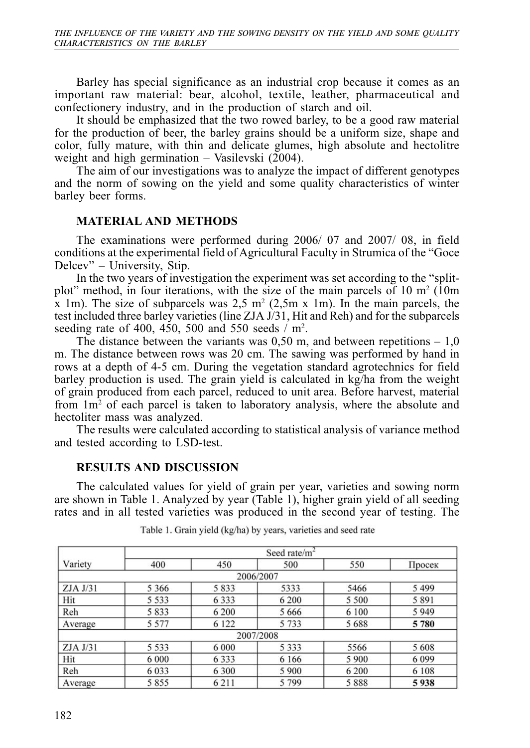Barley has special significance as an industrial crop because it comes as an important raw material: bear, alcohol, textile, leather, pharmaceutical and confectionery industry, and in the production of starch and oil.

It should be emphasized that the two rowed barley, to be a good raw material for the production of beer, the barley grains should be a uniform size, shape and color, fully mature, with thin and delicate glumes, high absolute and hectolitre weight and high germination – Vasilevski (2004).

The aim of our investigations was to analyze the impact of different genotypes and the norm of sowing on the yield and some quality characteristics of winter barley beer forms.

## MATERIAL AND METHODS

The examinations were performed during 2006/ 07 and 2007/ 08, in field conditions at the experimental field of Agricultural Faculty in Strumica of the "Goce Delcev" – University, Stip.

In the two years of investigation the experiment was set according to the "split-plot" method, in four iterations, with the size of the main parcels of 10 m$^2$ (10m x 1m). The size of subparcels was 2,5 m$^2$ (2,5m x 1m). In the main parcels, the test included three barley varieties (line ZJA J/31, Hit and Reh) and for the subparcels seeding rate of 400, 450, 500 and 550 seeds / m$^2$.

The distance between the variants was 0,50 m, and between repetitions – 1,0 m. The distance between rows was 20 cm. The sawing was performed by hand in rows at a depth of 4-5 cm. During the vegetation standard agrotechnics for field barley production is used. The grain yield is calculated in kg/ha from the weight of grain produced from each parcel, reduced to unit area. Before harvest, material from 1m$^2$ of each parcel is taken to laboratory analysis, where the absolute and hectoliter mass was analyzed.

The results were calculated according to statistical analysis of variance method and tested according to LSD-test.

## RESULTS AND DISCUSSION

The calculated values for yield of grain per year, varieties and sowing norm are shown in Table 1. Analyzed by year (Table 1), higher grain yield of all seeding rates and in all tested varieties was produced in the second year of testing. The

Table 1. Grain yield (kg/ha) by years, varieties and seed rate

| Variety | Seed rate/m$^2$ | | | | |
|---|---|---|---|---|---|
| | 400 | 450 | 500 | 550 | Просек |
| **2006/2007** | | | | | |
| ZJA J/31 | 5 366 | 5 833 | 5333 | 5466 | 5 499 |
| Hit | 5 533 | 6 333 | 6 200 | 5 500 | 5 891 |
| Reh | 5 833 | 6 200 | 5 666 | 6 100 | 5 949 |
| Average | 5 577 | 6 122 | 5 733 | 5 688 | **5 780** |
| **2007/2008** | | | | | |
| ZJA J/31 | 5 533 | 6 000 | 5 333 | 5566 | 5 608 |
| Hit | 6 000 | 6 333 | 6 166 | 5 900 | 6 099 |
| Reh | 6 033 | 6 300 | 5 900 | 6 200 | 6 108 |
| Average | 5 855 | 6 211 | 5 799 | 5 888 | **5 938** |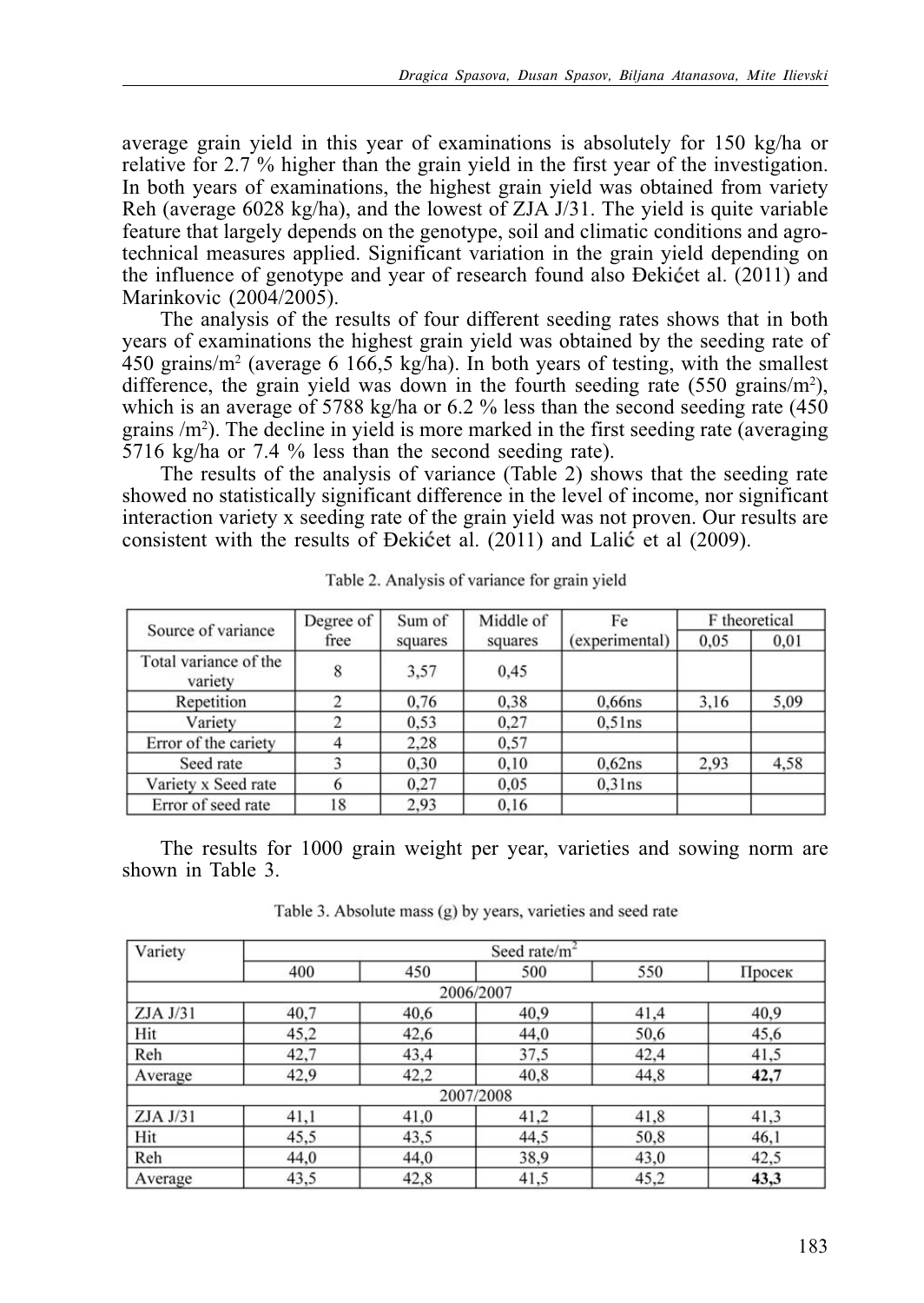average grain yield in this year of examinations is absolutely for 150 kg/ha or relative for 2.7 % higher than the grain yield in the first year of the investigation. In both years of examinations, the highest grain yield was obtained from variety Reh (average 6028 kg/ha), and the lowest of ZJA J/31. The yield is quite variable feature that largely depends on the genotype, soil and climatic conditions and agro-technical measures applied. Significant variation in the grain yield depending on the influence of genotype and year of research found also Đekićet al. (2011) and Marinkovic (2004/2005).

The analysis of the results of four different seeding rates shows that in both years of examinations the highest grain yield was obtained by the seeding rate of 450 grains/m$^2$ (average 6 166,5 kg/ha). In both years of testing, with the smallest difference, the grain yield was down in the fourth seeding rate (550 grains/m$^2$), which is an average of 5788 kg/ha or 6.2 % less than the second seeding rate (450 grains /m$^2$). The decline in yield is more marked in the first seeding rate (averaging 5716 kg/ha or 7.4 % less than the second seeding rate).

The results of the analysis of variance (Table 2) shows that the seeding rate showed no statistically significant difference in the level of income, nor significant interaction variety x seeding rate of the grain yield was not proven. Our results are consistent with the results of Đekićet al. (2011) and Lalić et al (2009).

Table 2. Analysis of variance for grain yield

| Source of variance | Degree of free | Sum of squares | Middle of squares | Fe (experimental) | F theoretical | |
|---|---|---|---|---|---|---|
| | | | | | 0,05 | 0,01 |
| Total variance of the variety | 8 | 3,57 | 0,45 | | | |
| Repetition | 2 | 0,76 | 0,38 | 0,66ns | 3,16 | 5,09 |
| Variety | 2 | 0,53 | 0,27 | 0,51ns | | |
| Error of the cariety | 4 | 2,28 | 0,57 | | | |
| Seed rate | 3 | 0,30 | 0,10 | 0,62ns | 2,93 | 4,58 |
| Variety x Seed rate | 6 | 0,27 | 0,05 | 0,31ns | | |
| Error of seed rate | 18 | 2,93 | 0,16 | | | |

The results for 1000 grain weight per year, varieties and sowing norm are shown in Table 3.

Table 3. Absolute mass (g) by years, varieties and seed rate

| Variety | Seed rate/m$^2$ | | | | |
|---|---|---|---|---|---|
| | 400 | 450 | 500 | 550 | Просек |
| 2006/2007 | | | | | |
| ZJA J/31 | 40,7 | 40,6 | 40,9 | 41,4 | 40,9 |
| Hit | 45,2 | 42,6 | 44,0 | 50,6 | 45,6 |
| Reh | 42,7 | 43,4 | 37,5 | 42,4 | 41,5 |
| Average | 42,9 | 42,2 | 40,8 | 44,8 | **42,7** |
| 2007/2008 | | | | | |
| ZJA J/31 | 41,1 | 41,0 | 41,2 | 41,8 | 41,3 |
| Hit | 45,5 | 43,5 | 44,5 | 50,8 | 46,1 |
| Reh | 44,0 | 44,0 | 38,9 | 43,0 | 42,5 |
| Average | 43,5 | 42,8 | 41,5 | 45,2 | **43,3** |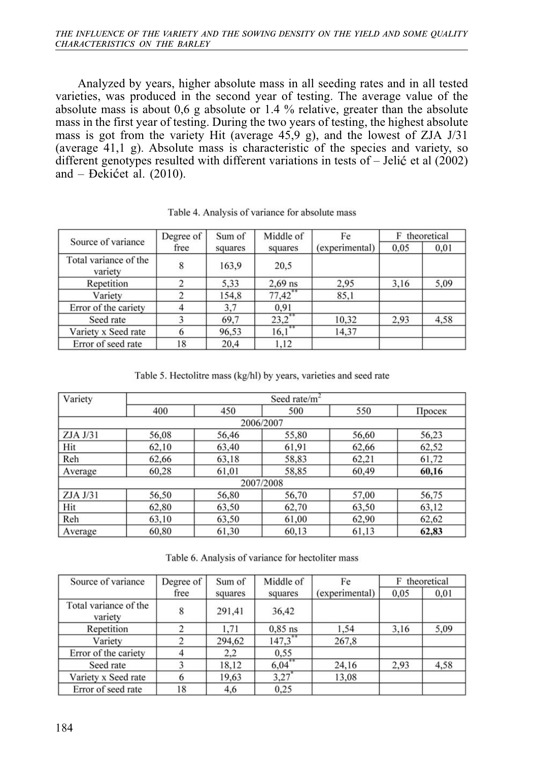Analyzed by years, higher absolute mass in all seeding rates and in all tested varieties, was produced in the second year of testing. The average value of the absolute mass is about 0,6 g absolute or 1.4 % relative, greater than the absolute mass in the first year of testing. During the two years of testing, the highest absolute mass is got from the variety Hit (average 45,9 g), and the lowest of ZJA J/31 (average 41,1 g). Absolute mass is characteristic of the species and variety, so different genotypes resulted with different variations in tests of – Jelić et al (2002) and – Đekićet al. (2010).

Table 4. Analysis of variance for absolute mass

| Source of variance | Degree of free | Sum of squares | Middle of squares | Fe (experimental) | F theoretical | |
|---|---|---|---|---|---|---|
| | | | | | 0,05 | 0,01 |
| Total variance of the variety | 8 | 163,9 | 20,5 | | | |
| Repetition | 2 | 5,33 | 2,69 ns | 2,95 | 3,16 | 5,09 |
| Variety | 2 | 154,8 | 77,42** | 85,1 | | |
| Error of the cariety | 4 | 3,7 | 0,91 | | | |
| Seed rate | 3 | 69,7 | 23,2** | 10,32 | 2,93 | 4,58 |
| Variety x Seed rate | 6 | 96,53 | 16,1** | 14,37 | | |
| Error of seed rate | 18 | 20,4 | 1,12 | | | |

Table 5. Hectolitre mass (kg/hl) by years, varieties and seed rate

| Variety | Seed rate/m$^2$ | | | | |
|---|---|---|---|---|---|
| | 400 | 450 | 500 | 550 | Просек |
| 2006/2007 | | | | | |
| ZJA J/31 | 56,08 | 56,46 | 55,80 | 56,60 | 56,23 |
| Hit | 62,10 | 63,40 | 61,91 | 62,66 | 62,52 |
| Reh | 62,66 | 63,18 | 58,83 | 62,21 | 61,72 |
| Average | 60,28 | 61,01 | 58,85 | 60,49 | **60,16** |
| 2007/2008 | | | | | |
| ZJA J/31 | 56,50 | 56,80 | 56,70 | 57,00 | 56,75 |
| Hit | 62,80 | 63,50 | 62,70 | 63,50 | 63,12 |
| Reh | 63,10 | 63,50 | 61,00 | 62,90 | 62,62 |
| Average | 60,80 | 61,30 | 60,13 | 61,13 | **62,83** |

Table 6. Analysis of variance for hectoliter mass

| Source of variance | Degree of free | Sum of squares | Middle of squares | Fe (experimental) | F theoretical | |
|---|---|---|---|---|---|---|
| | | | | | 0,05 | 0,01 |
| Total variance of the variety | 8 | 291,41 | 36,42 | | | |
| Repetition | 2 | 1,71 | 0,85 ns | 1,54 | 3,16 | 5,09 |
| Variety | 2 | 294,62 | 147,3** | 267,8 | | |
| Error of the cariety | 4 | 2,2 | 0,55 | | | |
| Seed rate | 3 | 18,12 | 6,04** | 24,16 | 2,93 | 4,58 |
| Variety x Seed rate | 6 | 19,63 | 3,27* | 13,08 | | |
| Error of seed rate | 18 | 4,6 | 0,25 | | | |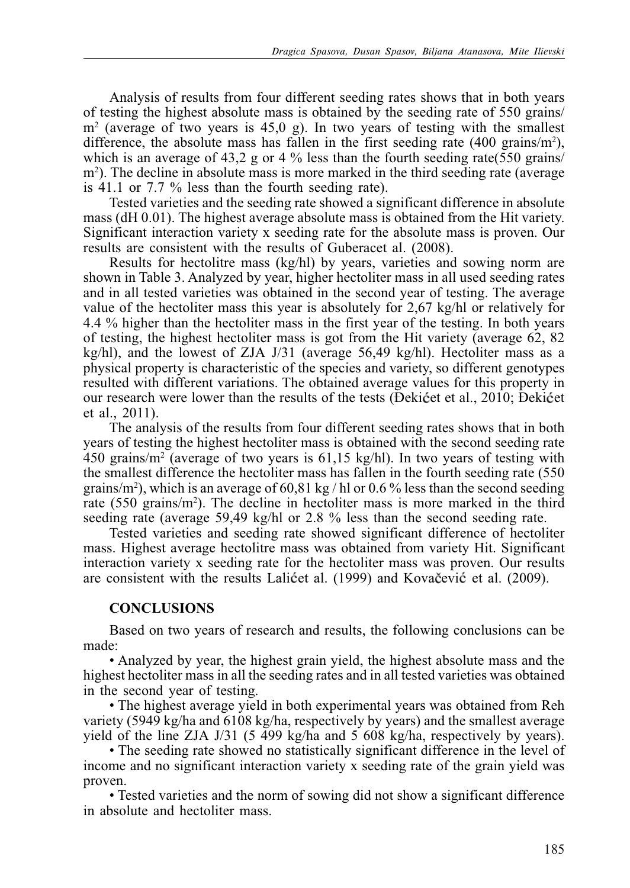Analysis of results from four different seeding rates shows that in both years of testing the highest absolute mass is obtained by the seeding rate of 550 grains/m$^2$ (average of two years is 45,0 g). In two years of testing with the smallest difference, the absolute mass has fallen in the first seeding rate (400 grains/m$^2$), which is an average of 43,2 g or 4 % less than the fourth seeding rate(550 grains/m$^2$). The decline in absolute mass is more marked in the third seeding rate (average is 41.1 or 7.7 % less than the fourth seeding rate).

Tested varieties and the seeding rate showed a significant difference in absolute mass (dH 0.01). The highest average absolute mass is obtained from the Hit variety. Significant interaction variety x seeding rate for the absolute mass is proven. Our results are consistent with the results of Guberacet al. (2008).

Results for hectolitre mass (kg/hl) by years, varieties and sowing norm are shown in Table 3. Analyzed by year, higher hectoliter mass in all used seeding rates and in all tested varieties was obtained in the second year of testing. The average value of the hectoliter mass this year is absolutely for 2,67 kg/hl or relatively for 4.4 % higher than the hectoliter mass in the first year of the testing. In both years of testing, the highest hectoliter mass is got from the Hit variety (average 62, 82 kg/hl), and the lowest of ZJA J/31 (average 56,49 kg/hl). Hectoliter mass as a physical property is characteristic of the species and variety, so different genotypes resulted with different variations. The obtained average values for this property in our research were lower than the results of the tests (Đekićet et al., 2010; Đekićet et al., 2011).

The analysis of the results from four different seeding rates shows that in both years of testing the highest hectoliter mass is obtained with the second seeding rate 450 grains/m$^2$ (average of two years is 61,15 kg/hl). In two years of testing with the smallest difference the hectoliter mass has fallen in the fourth seeding rate (550 grains/m$^2$), which is an average of 60,81 kg / hl or 0.6 % less than the second seeding rate (550 grains/m$^2$). The decline in hectoliter mass is more marked in the third seeding rate (average 59,49 kg/hl or 2.8 % less than the second seeding rate.

Tested varieties and seeding rate showed significant difference of hectoliter mass. Highest average hectolitre mass was obtained from variety Hit. Significant interaction variety x seeding rate for the hectoliter mass was proven. Our results are consistent with the results Lalićet al. (1999) and Kovačević et al. (2009).

## CONCLUSIONS

Based on two years of research and results, the following conclusions can be made:

- Analyzed by year, the highest grain yield, the highest absolute mass and the highest hectoliter mass in all the seeding rates and in all tested varieties was obtained in the second year of testing.
- The highest average yield in both experimental years was obtained from Reh variety (5949 kg/ha and 6108 kg/ha, respectively by years) and the smallest average yield of the line ZJA J/31 (5 499 kg/ha and 5 608 kg/ha, respectively by years).
- The seeding rate showed no statistically significant difference in the level of income and no significant interaction variety x seeding rate of the grain yield was proven.
- Tested varieties and the norm of sowing did not show a significant difference in absolute and hectoliter mass.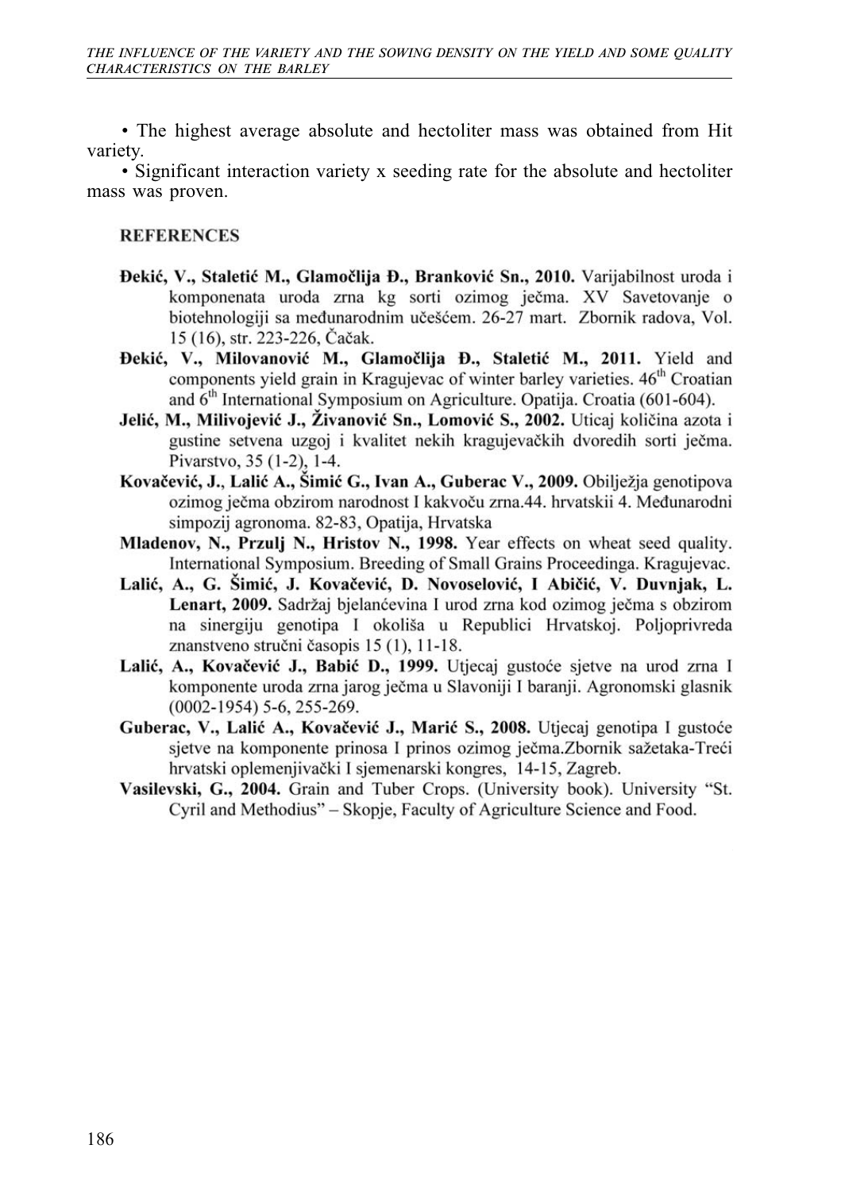• The highest average absolute and hectoliter mass was obtained from Hit variety.

• Significant interaction variety x seeding rate for the absolute and hectoliter mass was proven.

## REFERENCES

**Đekić, V., Staletić M., Glamočlija Đ., Branković Sn., 2010.** Varijabilnost uroda i komponenata uroda zrna kg sorti ozimog ječma. XV Savetovanje o biotehnologiji sa međunarodnim učešćem. 26-27 mart. Zbornik radova, Vol. 15 (16), str. 223-226, Čačak.

**Đekić, V., Milovanović M., Glamočlija Đ., Staletić M., 2011.** Yield and components yield grain in Kragujevac of winter barley varieties. 46th Croatian and 6th International Symposium on Agriculture. Opatija. Croatia (601-604).

**Jelić, M., Milivojević J., Živanović Sn., Lomović S., 2002.** Uticaj količina azota i gustine setvena uzgoj i kvalitet nekih kragujevačkih dvoredih sorti ječma. Pivarstvo, 35 (1-2), 1-4.

**Kovačević, J., Lalić A., Šimić G., Ivan A., Guberac V., 2009.** Obilježja genotipova ozimog ječma obzirom narodnost I kakvoču zrna.44. hrvatskii 4. Međunarodni simpozij agronoma. 82-83, Opatija, Hrvatska

**Mladenov, N., Przulj N., Hristov N., 1998.** Year effects on wheat seed quality. International Symposium. Breeding of Small Grains Proceedinga. Kragujevac.

**Lalić, A., G. Šimić, J. Kovačević, D. Novoselović, I Abičić, V. Duvnjak, L. Lenart, 2009.** Sadržaj bjelanćevina I urod zrna kod ozimog ječma s obzirom na sinergiju genotipa I okoliša u Republici Hrvatskoj. Poljoprivreda znanstveno stručni časopis 15 (1), 11-18.

**Lalić, A., Kovačević J., Babić D., 1999.** Utjecaj gustoće sjetve na urod zrna I komponente uroda zrna jarog ječma u Slavoniji I baranji. Agronomski glasnik (0002-1954) 5-6, 255-269.

**Guberac, V., Lalić A., Kovačević J., Marić S., 2008.** Utjecaj genotipa I gustoće sjetve na komponente prinosa I prinos ozimog ječma.Zbornik sažetaka-Treći hrvatski oplemenjivački I sjemenarski kongres, 14-15, Zagreb.

**Vasilevski, G., 2004.** Grain and Tuber Crops. (University book). University "St. Cyril and Methodius" – Skopje, Faculty of Agriculture Science and Food.